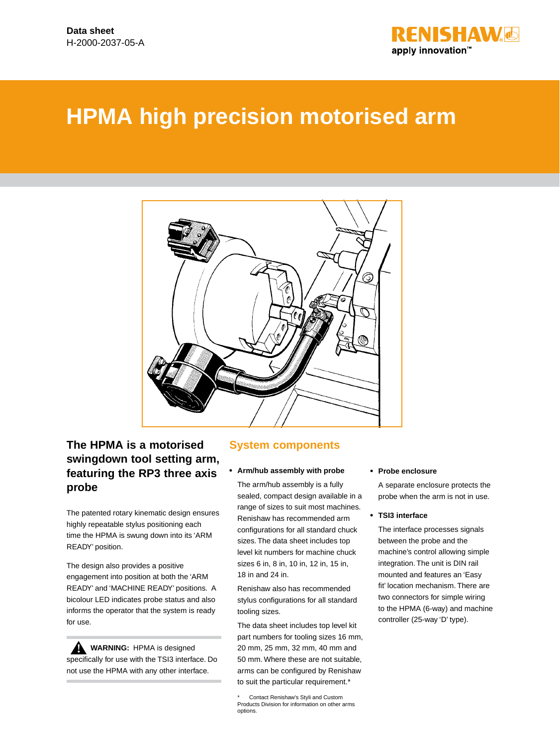Data sheet
H-2000-2037-05-A

# HPMA high precision motorised arm

## The HPMA is a motorised swingdown tool setting arm, featuring the RP3 three axis probe

The patented rotary kinematic design ensures highly repeatable stylus positioning each time the HPMA is swung down into its 'ARM READY' position.

The design also provides a positive engagement into position at both the 'ARM READY' and 'MACHINE READY' positions. A bicolour LED indicates probe status and also informs the operator that the system is ready for use.

**WARNING:** HPMA is designed specifically for use with the TSI3 interface. Do not use the HPMA with any other interface.

## System components

- **Arm/hub assembly with probe**

  The arm/hub assembly is a fully sealed, compact design available in a range of sizes to suit most machines. Renishaw has recommended arm configurations for all standard chuck sizes. The data sheet includes top level kit numbers for machine chuck sizes 6 in, 8 in, 10 in, 12 in, 15 in, 18 in and 24 in.

  Renishaw also has recommended stylus configurations for all standard tooling sizes.

  The data sheet includes top level kit part numbers for tooling sizes 16 mm, 20 mm, 25 mm, 32 mm, 40 mm and 50 mm. Where these are not suitable, arms can be configured by Renishaw to suit the particular requirement.*

- **Probe enclosure**

  A separate enclosure protects the probe when the arm is not in use.

- **TSI3 interface**

  The interface processes signals between the probe and the machine's control allowing simple integration. The unit is DIN rail mounted and features an 'Easy fit' location mechanism. There are two connectors for simple wiring to the HPMA (6-way) and machine controller (25-way 'D' type).

\* Contact Renishaw's Styli and Custom Products Division for information on other arms options.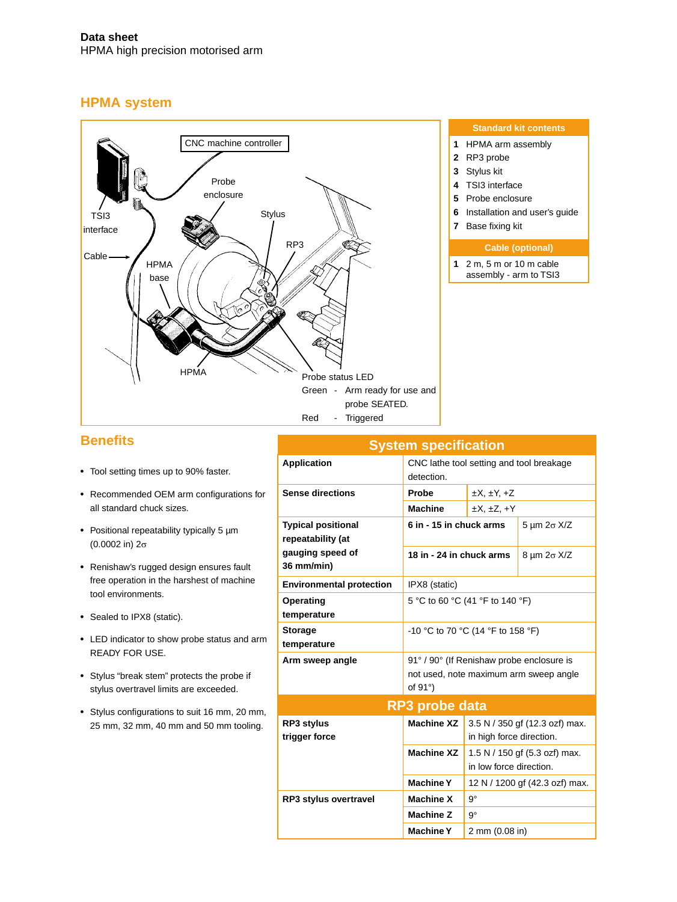## HPMA system

CNC machine controller

Probe enclosure

Stylus

RP3

TSI3 interface

Cable

HPMA base

HPMA

Probe status LED
Green - Arm ready for use and probe SEATED.
Red - Triggered

| Standard kit contents | |
|---|---|
| 1 | HPMA arm assembly |
| 2 | RP3 probe |
| 3 | Stylus kit |
| 4 | TSI3 interface |
| 5 | Probe enclosure |
| 6 | Installation and user's guide |
| 7 | Base fixing kit |

| Cable (optional) | |
|---|---|
| 1 | 2 m, 5 m or 10 m cable assembly - arm to TSI3 |

## Benefits

- Tool setting times up to 90% faster.
- Recommended OEM arm configurations for all standard chuck sizes.
- Positional repeatability typically 5 µm (0.0002 in) 2σ
- Renishaw's rugged design ensures fault free operation in the harshest of machine tool environments.
- Sealed to IPX8 (static).
- LED indicator to show probe status and arm READY FOR USE.
- Stylus "break stem" protects the probe if stylus overtravel limits are exceeded.
- Stylus configurations to suit 16 mm, 20 mm, 25 mm, 32 mm, 40 mm and 50 mm tooling.

## System specification

| | | |
|---|---|---|
| **Application** | CNC lathe tool setting and tool breakage detection. | |
| **Sense directions** | **Probe** | ±X, ±Y, +Z |
| | **Machine** | ±X, ±Z, +Y |
| **Typical positional repeatability (at gauging speed of 36 mm/min)** | **6 in - 15 in chuck arms** | 5 µm 2σ X/Z |
| | **18 in - 24 in chuck arms** | 8 µm 2σ X/Z |
| **Environmental protection** | IPX8 (static) | |
| **Operating temperature** | 5 °C to 60 °C (41 °F to 140 °F) | |
| **Storage temperature** | -10 °C to 70 °C (14 °F to 158 °F) | |
| **Arm sweep angle** | 91° / 90° (If Renishaw probe enclosure is not used, note maximum arm sweep angle of 91°) | |

## RP3 probe data

| | | |
|---|---|---|
| **RP3 stylus trigger force** | **Machine XZ** | 3.5 N / 350 gf (12.3 ozf) max. in high force direction. |
| | **Machine XZ** | 1.5 N / 150 gf (5.3 ozf) max. in low force direction. |
| | **Machine Y** | 12 N / 1200 gf (42.3 ozf) max. |
| **RP3 stylus overtravel** | **Machine X** | 9° |
| | **Machine Z** | 9° |
| | **Machine Y** | 2 mm (0.08 in) |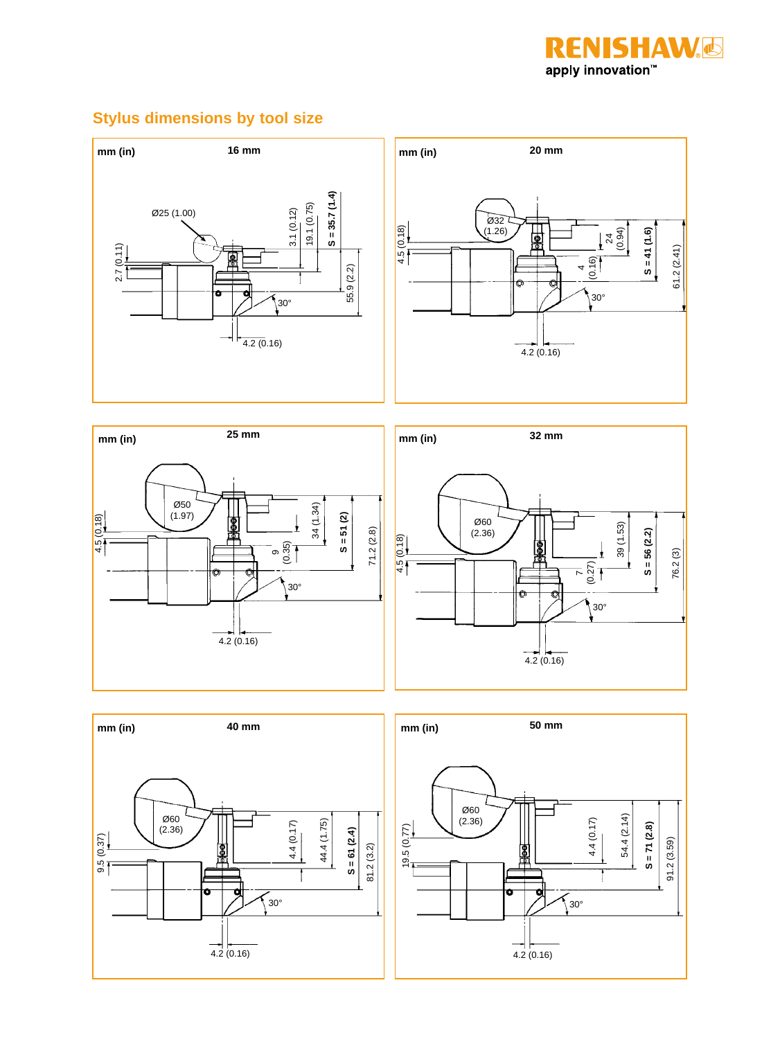## Stylus dimensions by tool size

**mm (in)** **16 mm**

Ø25 (1.00)

2.7 (0.11)

3.1 (0.12)

19.1 (0.75)

**S = 35.7 (1.4)**

55.9 (2.2)

30°

4.2 (0.16)

**mm (in)** **20 mm**

Ø32 (1.26)

4.5 (0.18)

24 (0.94)

4 (0.16)

**S = 41 (1.6)**

61.2 (2.41)

30°

4.2 (0.16)

**mm (in)** **25 mm**

Ø50 (1.97)

4.5 (0.18)

34 (1.34)

9 (0.35)

**S = 51 (2)**

71.2 (2.8)

30°

4.2 (0.16)

**mm (in)** **32 mm**

Ø60 (2.36)

4.5 (0.18)

39 (1.53)

7 (0.27)

**S = 56 (2.2)**

76.2 (3)

30°

4.2 (0.16)

**mm (in)** **40 mm**

Ø60 (2.36)

9.5 (0.37)

4.4 (0.17)

44.4 (1.75)

**S = 61 (2.4)**

81.2 (3.2)

30°

4.2 (0.16)

**mm (in)** **50 mm**

Ø60 (2.36)

19.5 (0.77)

4.4 (0.17)

54.4 (2.14)

**S = 71 (2.8)**

91.2 (3.59)

30°

4.2 (0.16)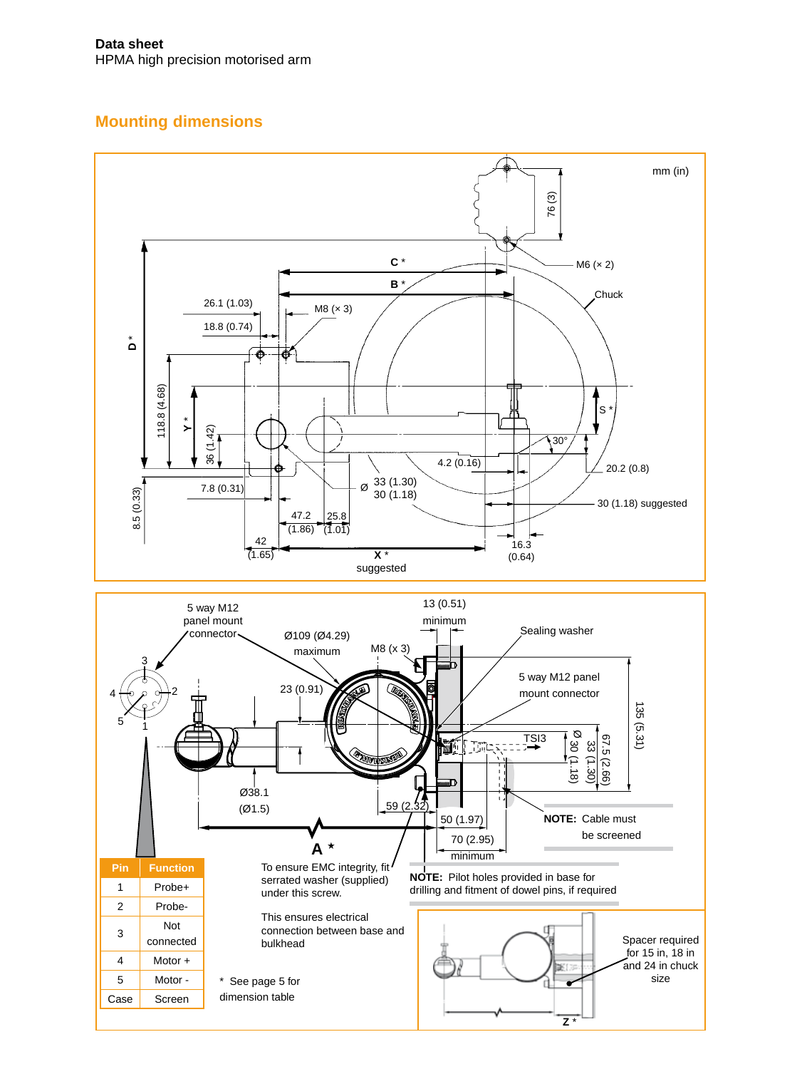# Mounting dimensions

mm (in)

76 (3)

M6 (× 2)

C *

B *

Chuck

26.1 (1.03)

M8 (× 3)

18.8 (0.74)

D *

118.8 (4.68)

Y *

36 (1.42)

S *

30°

4.2 (0.16)

20.2 (0.8)

7.8 (0.31)

Ø 33 (1.30)
30 (1.18)

30 (1.18) suggested

8.5 (0.33)

47.2 (1.86)

25.8 (1.01)

42 (1.65)

X * suggested

16.3 (0.64)

5 way M12 panel mount connector

13 (0.51) minimum

Ø109 (Ø4.29) maximum

M8 (x 3)

Sealing washer

5 way M12 panel mount connector

23 (0.91)

TSI3

Ø 30 (1.18)

33 (1.30)

67.5 (2.66)

135 (5.31)

Ø38.1 (Ø1.5)

59 (2.32)

50 (1.97)

70 (2.95) minimum

A *

**NOTE:** Cable must be screened

| Pin | Function |
|---|---|
| 1 | Probe+ |
| 2 | Probe- |
| 3 | Not connected |
| 4 | Motor + |
| 5 | Motor - |
| Case | Screen |

To ensure EMC integrity, fit serrated washer (supplied) under this screw.

This ensures electrical connection between base and bulkhead

**NOTE:** Pilot holes provided in base for drilling and fitment of dowel pins, if required

Spacer required for 15 in, 18 in and 24 in chuck size

Z *

* See page 5 for dimension table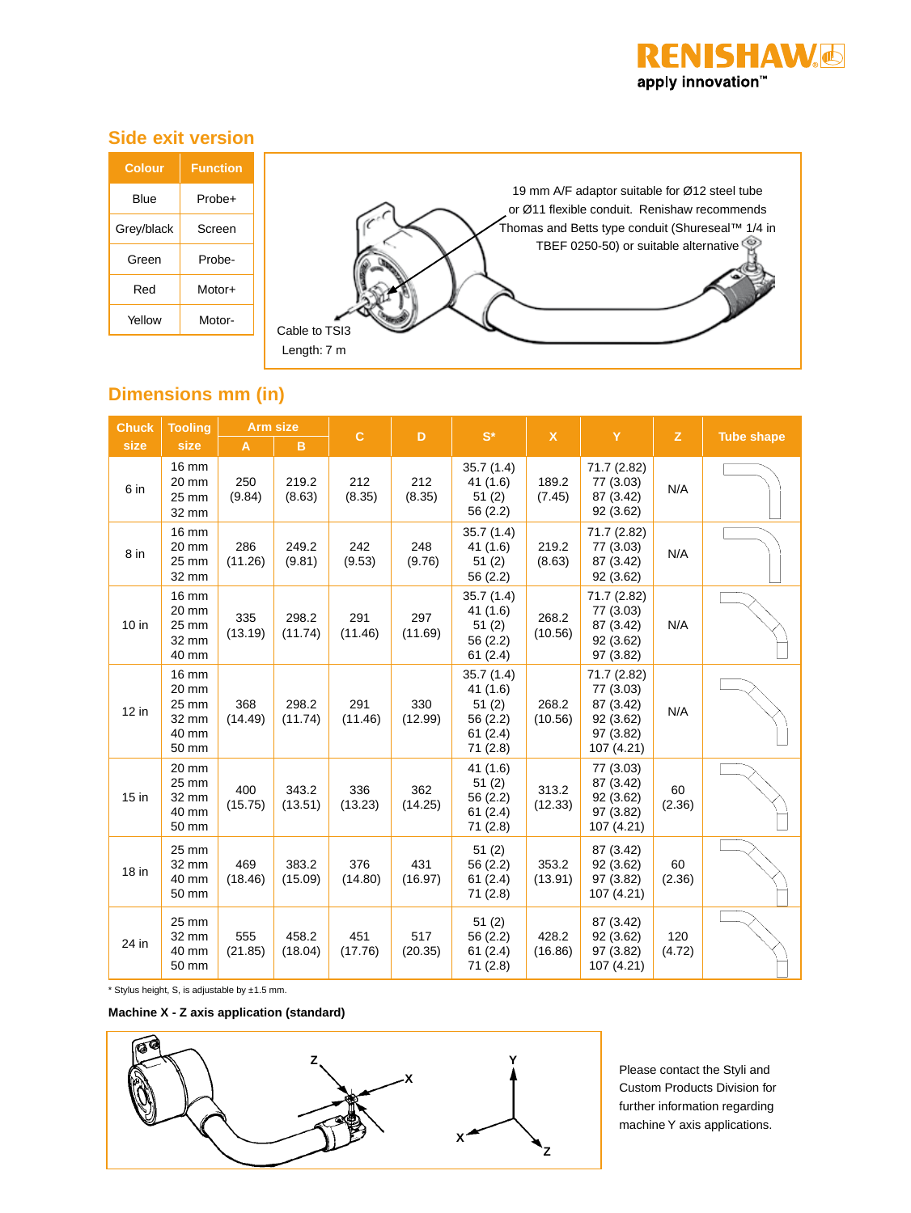## Side exit version

| Colour | Function |
|---|---|
| Blue | Probe+ |
| Grey/black | Screen |
| Green | Probe- |
| Red | Motor+ |
| Yellow | Motor- |

19 mm A/F adaptor suitable for Ø12 steel tube or Ø11 flexible conduit. Renishaw recommends Thomas and Betts type conduit (Shureseal™ 1/4 in TBEF 0250-50) or suitable alternative

Cable to TSI3

Length: 7 m

## Dimensions mm (in)

| Chuck size | Tooling size | Arm size | | C | D | S* | X | Y | Z | Tube shape |
|---|---|---|---|---|---|---|---|---|---|---|
| | | A | B | | | | | | | |
| 6 in | 16 mm<br>20 mm<br>25 mm<br>32 mm | 250<br>(9.84) | 219.2<br>(8.63) | 212<br>(8.35) | 212<br>(8.35) | 35.7 (1.4)<br>41 (1.6)<br>51 (2)<br>56 (2.2) | 189.2<br>(7.45) | 71.7 (2.82)<br>77 (3.03)<br>87 (3.42)<br>92 (3.62) | N/A | |
| 8 in | 16 mm<br>20 mm<br>25 mm<br>32 mm | 286<br>(11.26) | 249.2<br>(9.81) | 242<br>(9.53) | 248<br>(9.76) | 35.7 (1.4)<br>41 (1.6)<br>51 (2)<br>56 (2.2) | 219.2<br>(8.63) | 71.7 (2.82)<br>77 (3.03)<br>87 (3.42)<br>92 (3.62) | N/A | |
| 10 in | 16 mm<br>20 mm<br>25 mm<br>32 mm<br>40 mm | 335<br>(13.19) | 298.2<br>(11.74) | 291<br>(11.46) | 297<br>(11.69) | 35.7 (1.4)<br>41 (1.6)<br>51 (2)<br>56 (2.2)<br>61 (2.4) | 268.2<br>(10.56) | 71.7 (2.82)<br>77 (3.03)<br>87 (3.42)<br>92 (3.62)<br>97 (3.82) | N/A | |
| 12 in | 16 mm<br>20 mm<br>25 mm<br>32 mm<br>40 mm<br>50 mm | 368<br>(14.49) | 298.2<br>(11.74) | 291<br>(11.46) | 330<br>(12.99) | 35.7 (1.4)<br>41 (1.6)<br>51 (2)<br>56 (2.2)<br>61 (2.4)<br>71 (2.8) | 268.2<br>(10.56) | 71.7 (2.82)<br>77 (3.03)<br>87 (3.42)<br>92 (3.62)<br>97 (3.82)<br>107 (4.21) | N/A | |
| 15 in | 20 mm<br>25 mm<br>32 mm<br>40 mm<br>50 mm | 400<br>(15.75) | 343.2<br>(13.51) | 336<br>(13.23) | 362<br>(14.25) | 41 (1.6)<br>51 (2)<br>56 (2.2)<br>61 (2.4)<br>71 (2.8) | 313.2<br>(12.33) | 77 (3.03)<br>87 (3.42)<br>92 (3.62)<br>97 (3.82)<br>107 (4.21) | 60<br>(2.36) | |
| 18 in | 25 mm<br>32 mm<br>40 mm<br>50 mm | 469<br>(18.46) | 383.2<br>(15.09) | 376<br>(14.80) | 431<br>(16.97) | 51 (2)<br>56 (2.2)<br>61 (2.4)<br>71 (2.8) | 353.2<br>(13.91) | 87 (3.42)<br>92 (3.62)<br>97 (3.82)<br>107 (4.21) | 60<br>(2.36) | |
| 24 in | 25 mm<br>32 mm<br>40 mm<br>50 mm | 555<br>(21.85) | 458.2<br>(18.04) | 451<br>(17.76) | 517<br>(20.35) | 51 (2)<br>56 (2.2)<br>61 (2.4)<br>71 (2.8) | 428.2<br>(16.86) | 87 (3.42)<br>92 (3.62)<br>97 (3.82)<br>107 (4.21) | 120<br>(4.72) | |

* Stylus height, S, is adjustable by ±1.5 mm.

**Machine X - Z axis application (standard)**

Please contact the Styli and Custom Products Division for further information regarding machine Y axis applications.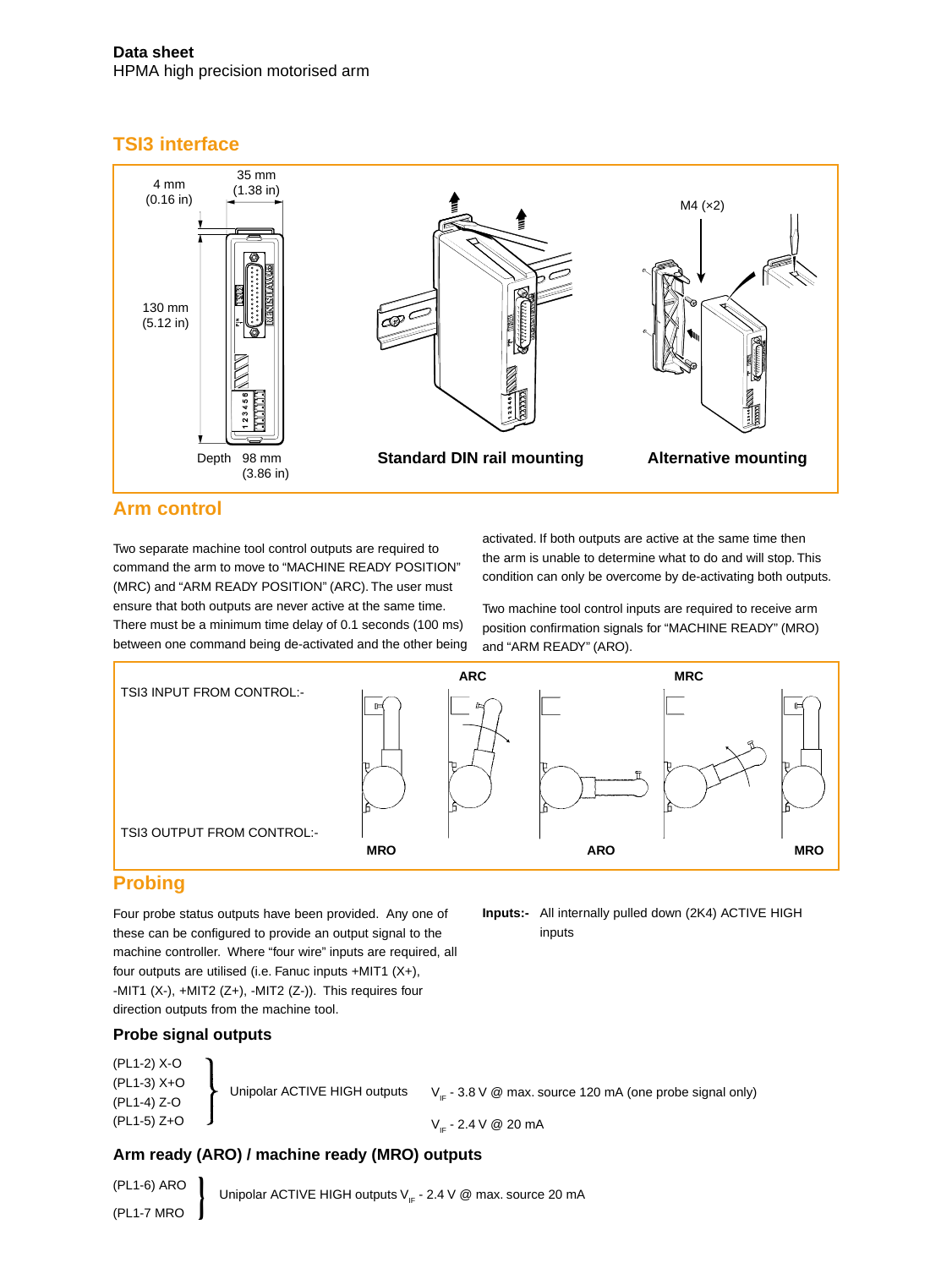## TSI3 interface

4 mm (0.16 in)

35 mm (1.38 in)

130 mm (5.12 in)

Depth 98 mm (3.86 in)

M4 (×2)

**Standard DIN rail mounting**

**Alternative mounting**

## Arm control

Two separate machine tool control outputs are required to command the arm to move to "MACHINE READY POSITION" (MRC) and "ARM READY POSITION" (ARC). The user must ensure that both outputs are never active at the same time. There must be a minimum time delay of 0.1 seconds (100 ms) between one command being de-activated and the other being activated. If both outputs are active at the same time then the arm is unable to determine what to do and will stop. This condition can only be overcome by de-activating both outputs.

Two machine tool control inputs are required to receive arm position confirmation signals for "MACHINE READY" (MRO) and "ARM READY" (ARO).

TSI3 INPUT FROM CONTROL:- ARC MRC

TSI3 OUTPUT FROM CONTROL:- MRO ARO MRO

## Probing

Four probe status outputs have been provided. Any one of these can be configured to provide an output signal to the machine controller. Where "four wire" inputs are required, all four outputs are utilised (i.e. Fanuc inputs +MIT1 (X+), -MIT1 (X-), +MIT2 (Z+), -MIT2 (Z-)). This requires four direction outputs from the machine tool.

**Inputs:-** All internally pulled down (2K4) ACTIVE HIGH inputs

### Probe signal outputs

(PL1-2) X-O
(PL1-3) X+O
(PL1-4) Z-O
(PL1-5) Z+O

Unipolar ACTIVE HIGH outputs

$V_{IF}$ - 3.8 V @ max. source 120 mA (one probe signal only)

$V_{IF}$ - 2.4 V @ 20 mA

### Arm ready (ARO) / machine ready (MRO) outputs

(PL1-6) ARO
(PL1-7 MRO

Unipolar ACTIVE HIGH outputs $V_{IF}$ - 2.4 V @ max. source 20 mA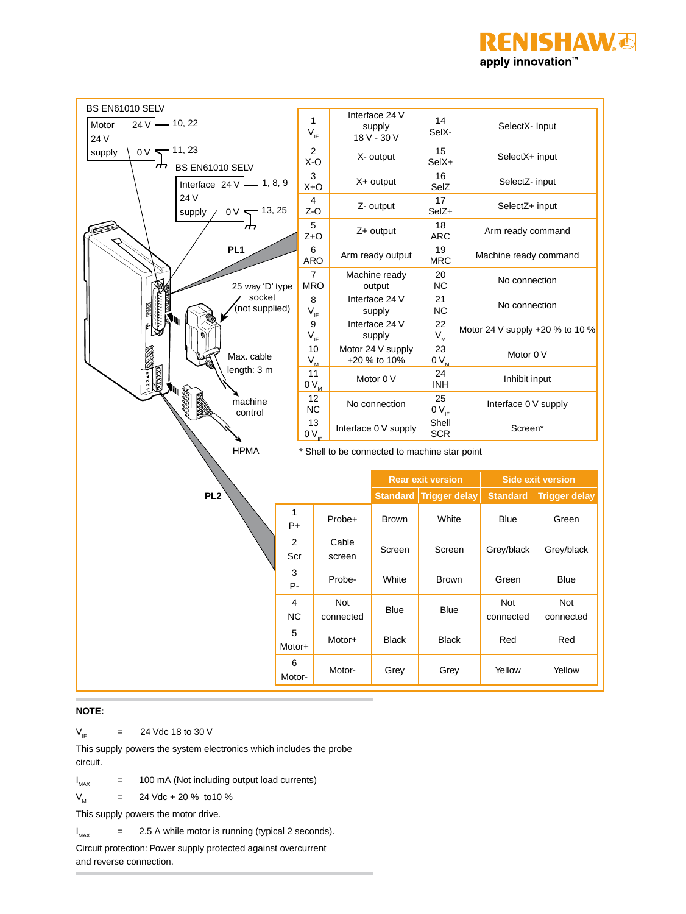BS EN61010 SELV

Motor 24 V supply: 24 V — 10, 22; 0 V — 11, 23

BS EN61010 SELV

Interface 24 V supply: 24 V — 1, 8, 9; 0 V — 13, 25

PL1

25 way 'D' type socket (not supplied)

Max. cable length: 3 m

machine control

HPMA

PL2

| Pin | Function | Pin | Function |
|---|---|---|---|
| 1 $V_{IF}$ | Interface 24 V supply 18 V - 30 V | 14 SelX- | SelectX- Input |
| 2 X-O | X- output | 15 SelX+ | SelectX+ input |
| 3 X+O | X+ output | 16 SelZ | SelectZ- input |
| 4 Z-O | Z- output | 17 SelZ+ | SelectZ+ input |
| 5 Z+O | Z+ output | 18 ARC | Arm ready command |
| 6 ARO | Arm ready output | 19 MRC | Machine ready command |
| 7 MRO | Machine ready output | 20 NC | No connection |
| 8 $V_{IF}$ | Interface 24 V supply | 21 NC | No connection |
| 9 $V_{IF}$ | Interface 24 V supply | 22 $V_M$ | Motor 24 V supply +20 % to 10 % |
| 10 $V_M$ | Motor 24 V supply +20 % to 10% | 23 0 $V_M$ | Motor 0 V |
| 11 0 $V_M$ | Motor 0 V | 24 INH | Inhibit input |
| 12 NC | No connection | 25 0 $V_{IF}$ | Interface 0 V supply |
| 13 0 $V_{IF}$ | Interface 0 V supply | Shell SCR | Screen* |

* Shell to be connected to machine star point

| Pin | Function | Rear exit version | | Side exit version | |
|---|---|---|---|---|---|
| | | Standard | Trigger delay | Standard | Trigger delay |
| 1 P+ | Probe+ | Brown | White | Blue | Green |
| 2 Scr | Cable screen | Screen | Screen | Grey/black | Grey/black |
| 3 P- | Probe- | White | Brown | Green | Blue |
| 4 NC | Not connected | Blue | Blue | Not connected | Not connected |
| 5 Motor+ | Motor+ | Black | Black | Red | Red |
| 6 Motor- | Motor- | Grey | Grey | Yellow | Yellow |

**NOTE:**

$V_{IF}$ = 24 Vdc 18 to 30 V

This supply powers the system electronics which includes the probe circuit.

$I_{MAX}$ = 100 mA (Not including output load currents)

$V_M$ = 24 Vdc + 20 % to10 %

This supply powers the motor drive.

$I_{MAX}$ = 2.5 A while motor is running (typical 2 seconds).

Circuit protection: Power supply protected against overcurrent and reverse connection.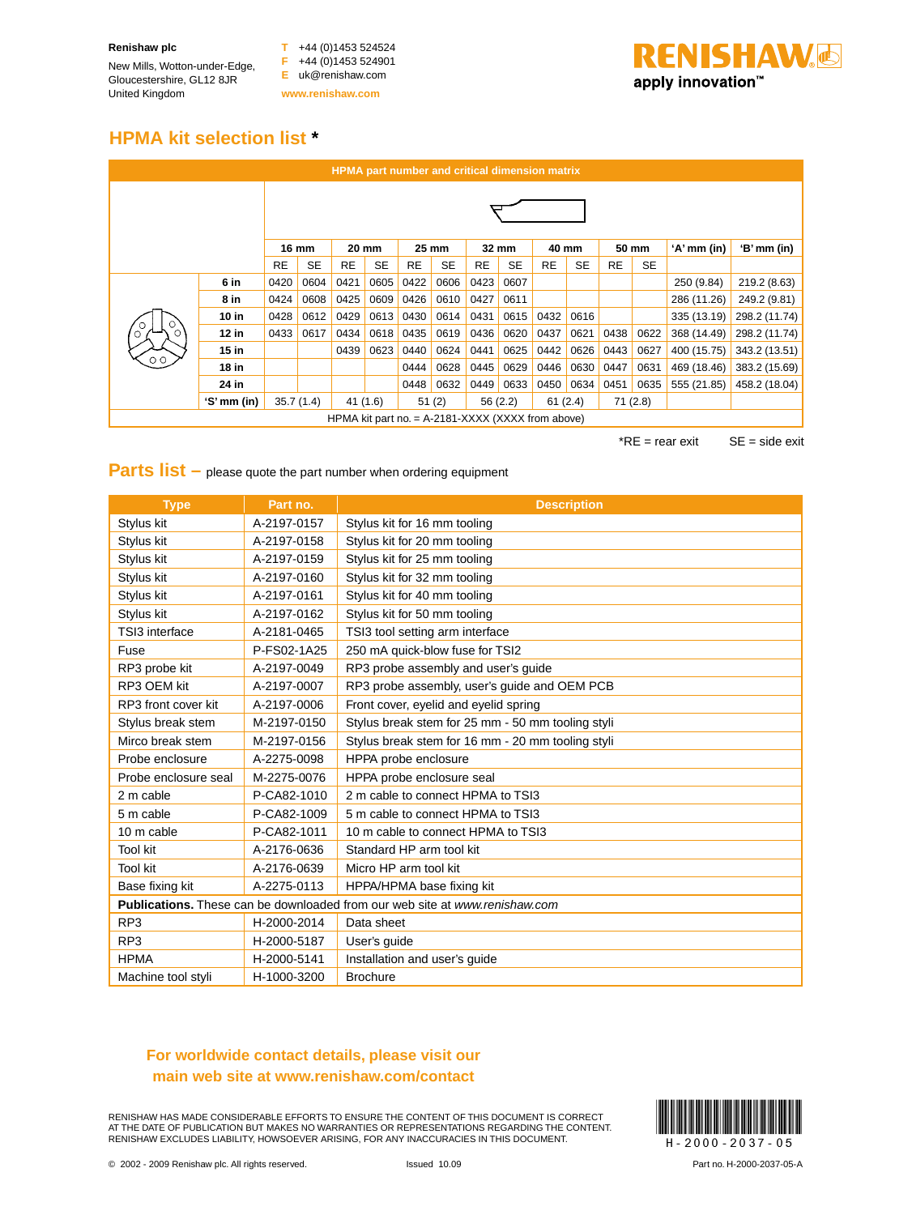Renishaw plc

New Mills, Wotton-under-Edge, Gloucestershire, GL12 8JR United Kingdom

T +44 (0)1453 524524
F +44 (0)1453 524901
E uk@renishaw.com
www.renishaw.com

RENISHAW apply innovation™

## HPMA kit selection list *

HPMA part number and critical dimension matrix

| | | 16 mm | | 20 mm | | 25 mm | | 32 mm | | 40 mm | | 50 mm | | 'A' mm (in) | 'B' mm (in) |
|---|---|---|---|---|---|---|---|---|---|---|---|---|---|---|---|
| | | RE | SE | RE | SE | RE | SE | RE | SE | RE | SE | RE | SE | | |
| | 6 in | 0420 | 0604 | 0421 | 0605 | 0422 | 0606 | 0423 | 0607 | | | | | 250 (9.84) | 219.2 (8.63) |
| | 8 in | 0424 | 0608 | 0425 | 0609 | 0426 | 0610 | 0427 | 0611 | | | | | 286 (11.26) | 249.2 (9.81) |
| | 10 in | 0428 | 0612 | 0429 | 0613 | 0430 | 0614 | 0431 | 0615 | 0432 | 0616 | | | 335 (13.19) | 298.2 (11.74) |
| | 12 in | 0433 | 0617 | 0434 | 0618 | 0435 | 0619 | 0436 | 0620 | 0437 | 0621 | 0438 | 0622 | 368 (14.49) | 298.2 (11.74) |
| | 15 in | | | 0439 | 0623 | 0440 | 0624 | 0441 | 0625 | 0442 | 0626 | 0443 | 0627 | 400 (15.75) | 343.2 (13.51) |
| | 18 in | | | | | 0444 | 0628 | 0445 | 0629 | 0446 | 0630 | 0447 | 0631 | 469 (18.46) | 383.2 (15.69) |
| | 24 in | | | | | 0448 | 0632 | 0449 | 0633 | 0450 | 0634 | 0451 | 0635 | 555 (21.85) | 458.2 (18.04) |
| | 'S' mm (in) | 35.7 (1.4) | | 41 (1.6) | | 51 (2) | | 56 (2.2) | | 61 (2.4) | | 71 (2.8) | | | |

HPMA kit part no. = A-2181-XXXX (XXXX from above)

*RE = rear exit SE = side exit

## Parts list – please quote the part number when ordering equipment

| Type | Part no. | Description |
|---|---|---|
| Stylus kit | A-2197-0157 | Stylus kit for 16 mm tooling |
| Stylus kit | A-2197-0158 | Stylus kit for 20 mm tooling |
| Stylus kit | A-2197-0159 | Stylus kit for 25 mm tooling |
| Stylus kit | A-2197-0160 | Stylus kit for 32 mm tooling |
| Stylus kit | A-2197-0161 | Stylus kit for 40 mm tooling |
| Stylus kit | A-2197-0162 | Stylus kit for 50 mm tooling |
| TSI3 interface | A-2181-0465 | TSI3 tool setting arm interface |
| Fuse | P-FS02-1A25 | 250 mA quick-blow fuse for TSI2 |
| RP3 probe kit | A-2197-0049 | RP3 probe assembly and user's guide |
| RP3 OEM kit | A-2197-0007 | RP3 probe assembly, user's guide and OEM PCB |
| RP3 front cover kit | A-2197-0006 | Front cover, eyelid and eyelid spring |
| Stylus break stem | M-2197-0150 | Stylus break stem for 25 mm - 50 mm tooling styli |
| Mirco break stem | M-2197-0156 | Stylus break stem for 16 mm - 20 mm tooling styli |
| Probe enclosure | A-2275-0098 | HPPA probe enclosure |
| Probe enclosure seal | M-2275-0076 | HPPA probe enclosure seal |
| 2 m cable | P-CA82-1010 | 2 m cable to connect HPMA to TSI3 |
| 5 m cable | P-CA82-1009 | 5 m cable to connect HPMA to TSI3 |
| 10 m cable | P-CA82-1011 | 10 m cable to connect HPMA to TSI3 |
| Tool kit | A-2176-0636 | Standard HP arm tool kit |
| Tool kit | A-2176-0639 | Micro HP arm tool kit |
| Base fixing kit | A-2275-0113 | HPPA/HPMA base fixing kit |
| **Publications.** These can be downloaded from our web site at *www.renishaw.com* | | |
| RP3 | H-2000-2014 | Data sheet |
| RP3 | H-2000-5187 | User's guide |
| HPMA | H-2000-5141 | Installation and user's guide |
| Machine tool styli | H-1000-3200 | Brochure |

**For worldwide contact details, please visit our main web site at www.renishaw.com/contact**

RENISHAW HAS MADE CONSIDERABLE EFFORTS TO ENSURE THE CONTENT OF THIS DOCUMENT IS CORRECT AT THE DATE OF PUBLICATION BUT MAKES NO WARRANTIES OR REPRESENTATIONS REGARDING THE CONTENT. RENISHAW EXCLUDES LIABILITY, HOWSOEVER ARISING, FOR ANY INACCURACIES IN THIS DOCUMENT.

H-2000-2037-05

© 2002 - 2009 Renishaw plc. All rights reserved. Issued 10.09 Part no. H-2000-2037-05-A